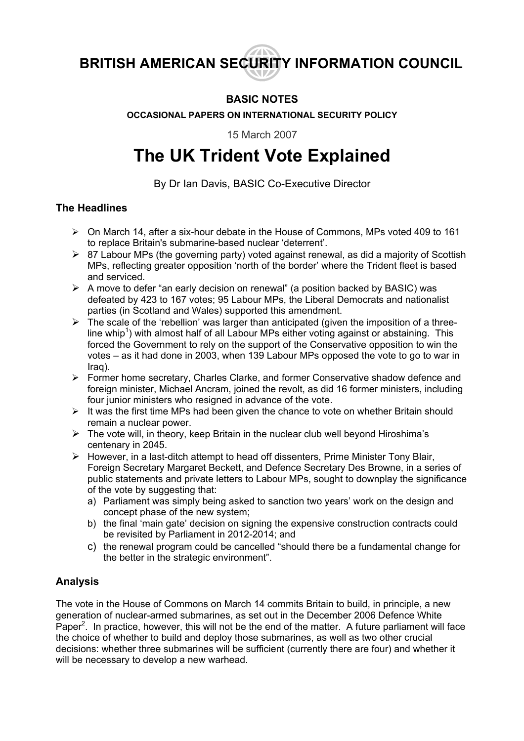# BRITISH AMERICAN SECURITY INFORMATION COUNCIL

**BASIC NOTES**

**OCCASIONAL PAPERS ON INTERNATIONAL SECURITY POLICY**

15 March 2007

# The UK Trident Vote Explained

By Dr Ian Davis, BASIC Co-Executive Director

## The Headlines

- On March 14, after a six-hour debate in the House of Commons, MPs voted 409 to 161 to replace Britain's submarine-based nuclear 'deterrent'.
- 87 Labour MPs (the governing party) voted against renewal, as did a majority of Scottish MPs, reflecting greater opposition 'north of the border' where the Trident fleet is based and serviced.
- A move to defer "an early decision on renewal" (a position backed by BASIC) was defeated by 423 to 167 votes; 95 Labour MPs, the Liberal Democrats and nationalist parties (in Scotland and Wales) supported this amendment.
- The scale of the 'rebellion' was larger than anticipated (given the imposition of a three-line whip[1]) with almost half of all Labour MPs either voting against or abstaining. This forced the Government to rely on the support of the Conservative opposition to win the votes – as it had done in 2003, when 139 Labour MPs opposed the vote to go to war in Iraq).
- Former home secretary, Charles Clarke, and former Conservative shadow defence and foreign minister, Michael Ancram, joined the revolt, as did 16 former ministers, including four junior ministers who resigned in advance of the vote.
- It was the first time MPs had been given the chance to vote on whether Britain should remain a nuclear power.
- The vote will, in theory, keep Britain in the nuclear club well beyond Hiroshima's centenary in 2045.
- However, in a last-ditch attempt to head off dissenters, Prime Minister Tony Blair, Foreign Secretary Margaret Beckett, and Defence Secretary Des Browne, in a series of public statements and private letters to Labour MPs, sought to downplay the significance of the vote by suggesting that:
  a) Parliament was simply being asked to sanction two years' work on the design and concept phase of the new system;
  b) the final 'main gate' decision on signing the expensive construction contracts could be revisited by Parliament in 2012-2014; and
  c) the renewal program could be cancelled "should there be a fundamental change for the better in the strategic environment".

## Analysis

The vote in the House of Commons on March 14 commits Britain to build, in principle, a new generation of nuclear-armed submarines, as set out in the December 2006 Defence White Paper[2]. In practice, however, this will not be the end of the matter. A future parliament will face the choice of whether to build and deploy those submarines, as well as two other crucial decisions: whether three submarines will be sufficient (currently there are four) and whether it will be necessary to develop a new warhead.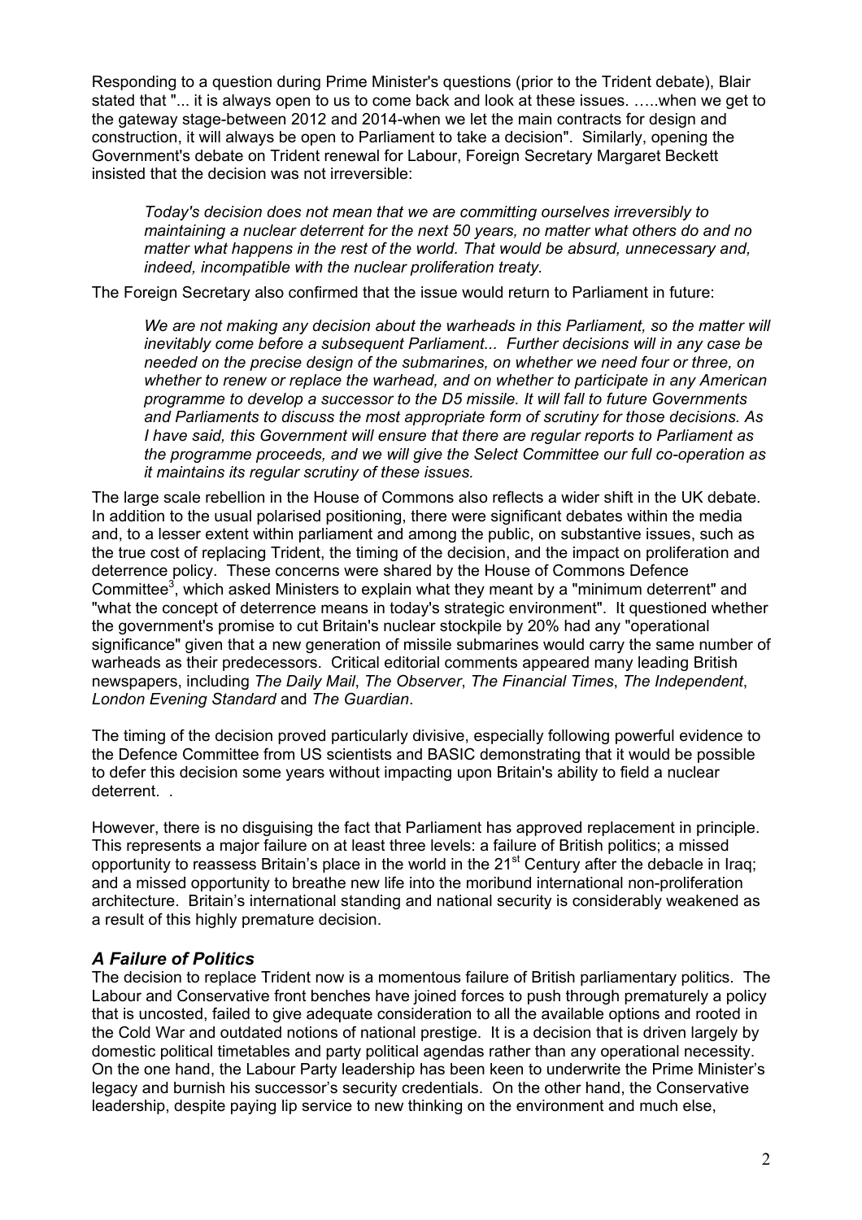Responding to a question during Prime Minister's questions (prior to the Trident debate), Blair stated that "... it is always open to us to come back and look at these issues. …..when we get to the gateway stage-between 2012 and 2014-when we let the main contracts for design and construction, it will always be open to Parliament to take a decision". Similarly, opening the Government's debate on Trident renewal for Labour, Foreign Secretary Margaret Beckett insisted that the decision was not irreversible:

> *Today's decision does not mean that we are committing ourselves irreversibly to maintaining a nuclear deterrent for the next 50 years, no matter what others do and no matter what happens in the rest of the world. That would be absurd, unnecessary and, indeed, incompatible with the nuclear proliferation treaty.*

The Foreign Secretary also confirmed that the issue would return to Parliament in future:

> *We are not making any decision about the warheads in this Parliament, so the matter will inevitably come before a subsequent Parliament... Further decisions will in any case be needed on the precise design of the submarines, on whether we need four or three, on whether to renew or replace the warhead, and on whether to participate in any American programme to develop a successor to the D5 missile. It will fall to future Governments and Parliaments to discuss the most appropriate form of scrutiny for those decisions. As I have said, this Government will ensure that there are regular reports to Parliament as the programme proceeds, and we will give the Select Committee our full co-operation as it maintains its regular scrutiny of these issues.*

The large scale rebellion in the House of Commons also reflects a wider shift in the UK debate. In addition to the usual polarised positioning, there were significant debates within the media and, to a lesser extent within parliament and among the public, on substantive issues, such as the true cost of replacing Trident, the timing of the decision, and the impact on proliferation and deterrence policy. These concerns were shared by the House of Commons Defence Committee[3], which asked Ministers to explain what they meant by a "minimum deterrent" and "what the concept of deterrence means in today's strategic environment". It questioned whether the government's promise to cut Britain's nuclear stockpile by 20% had any "operational significance" given that a new generation of missile submarines would carry the same number of warheads as their predecessors. Critical editorial comments appeared many leading British newspapers, including *The Daily Mail*, *The Observer*, *The Financial Times*, *The Independent*, *London Evening Standard* and *The Guardian*.

The timing of the decision proved particularly divisive, especially following powerful evidence to the Defence Committee from US scientists and BASIC demonstrating that it would be possible to defer this decision some years without impacting upon Britain's ability to field a nuclear deterrent. .

However, there is no disguising the fact that Parliament has approved replacement in principle. This represents a major failure on at least three levels: a failure of British politics; a missed opportunity to reassess Britain's place in the world in the 21st Century after the debacle in Iraq; and a missed opportunity to breathe new life into the moribund international non-proliferation architecture. Britain's international standing and national security is considerably weakened as a result of this highly premature decision.

## *A Failure of Politics*

The decision to replace Trident now is a momentous failure of British parliamentary politics. The Labour and Conservative front benches have joined forces to push through prematurely a policy that is uncosted, failed to give adequate consideration to all the available options and rooted in the Cold War and outdated notions of national prestige. It is a decision that is driven largely by domestic political timetables and party political agendas rather than any operational necessity. On the one hand, the Labour Party leadership has been keen to underwrite the Prime Minister's legacy and burnish his successor's security credentials. On the other hand, the Conservative leadership, despite paying lip service to new thinking on the environment and much else,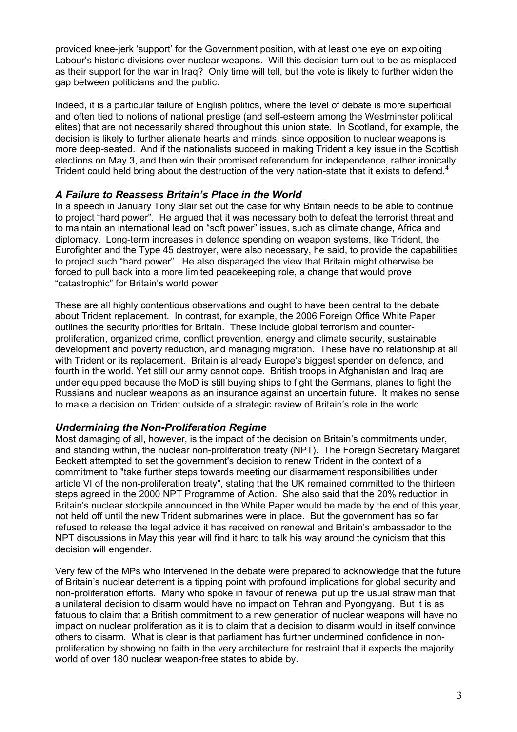provided knee-jerk 'support' for the Government position, with at least one eye on exploiting Labour's historic divisions over nuclear weapons. Will this decision turn out to be as misplaced as their support for the war in Iraq? Only time will tell, but the vote is likely to further widen the gap between politicians and the public.

Indeed, it is a particular failure of English politics, where the level of debate is more superficial and often tied to notions of national prestige (and self-esteem among the Westminster political elites) that are not necessarily shared throughout this union state. In Scotland, for example, the decision is likely to further alienate hearts and minds, since opposition to nuclear weapons is more deep-seated. And if the nationalists succeed in making Trident a key issue in the Scottish elections on May 3, and then win their promised referendum for independence, rather ironically, Trident could held bring about the destruction of the very nation-state that it exists to defend.[4]

### *A Failure to Reassess Britain's Place in the World*

In a speech in January Tony Blair set out the case for why Britain needs to be able to continue to project "hard power". He argued that it was necessary both to defeat the terrorist threat and to maintain an international lead on "soft power" issues, such as climate change, Africa and diplomacy. Long-term increases in defence spending on weapon systems, like Trident, the Eurofighter and the Type 45 destroyer, were also necessary, he said, to provide the capabilities to project such "hard power". He also disparaged the view that Britain might otherwise be forced to pull back into a more limited peacekeeping role, a change that would prove "catastrophic" for Britain's world power

These are all highly contentious observations and ought to have been central to the debate about Trident replacement. In contrast, for example, the 2006 Foreign Office White Paper outlines the security priorities for Britain. These include global terrorism and counter-proliferation, organized crime, conflict prevention, energy and climate security, sustainable development and poverty reduction, and managing migration. These have no relationship at all with Trident or its replacement. Britain is already Europe's biggest spender on defence, and fourth in the world. Yet still our army cannot cope. British troops in Afghanistan and Iraq are under equipped because the MoD is still buying ships to fight the Germans, planes to fight the Russians and nuclear weapons as an insurance against an uncertain future. It makes no sense to make a decision on Trident outside of a strategic review of Britain's role in the world.

### *Undermining the Non-Proliferation Regime*

Most damaging of all, however, is the impact of the decision on Britain's commitments under, and standing within, the nuclear non-proliferation treaty (NPT). The Foreign Secretary Margaret Beckett attempted to set the government's decision to renew Trident in the context of a commitment to "take further steps towards meeting our disarmament responsibilities under article VI of the non-proliferation treaty", stating that the UK remained committed to the thirteen steps agreed in the 2000 NPT Programme of Action. She also said that the 20% reduction in Britain's nuclear stockpile announced in the White Paper would be made by the end of this year, not held off until the new Trident submarines were in place. But the government has so far refused to release the legal advice it has received on renewal and Britain's ambassador to the NPT discussions in May this year will find it hard to talk his way around the cynicism that this decision will engender.

Very few of the MPs who intervened in the debate were prepared to acknowledge that the future of Britain's nuclear deterrent is a tipping point with profound implications for global security and non-proliferation efforts. Many who spoke in favour of renewal put up the usual straw man that a unilateral decision to disarm would have no impact on Tehran and Pyongyang. But it is as fatuous to claim that a British commitment to a new generation of nuclear weapons will have no impact on nuclear proliferation as it is to claim that a decision to disarm would in itself convince others to disarm. What is clear is that parliament has further undermined confidence in non-proliferation by showing no faith in the very architecture for restraint that it expects the majority world of over 180 nuclear weapon-free states to abide by.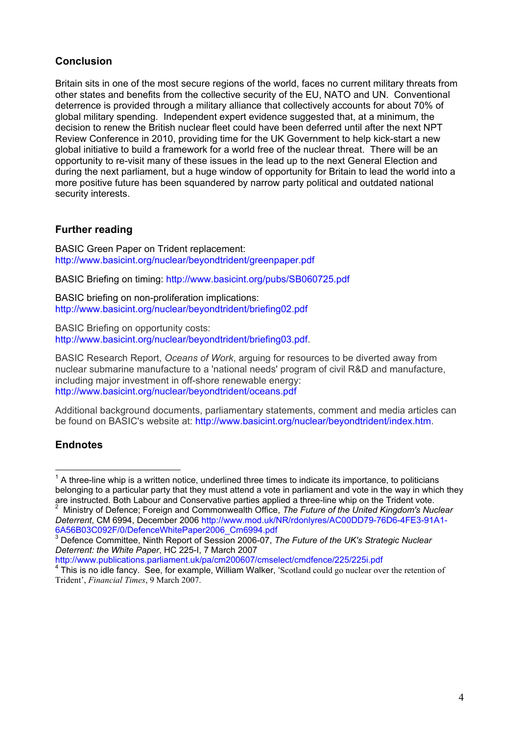## Conclusion

Britain sits in one of the most secure regions of the world, faces no current military threats from other states and benefits from the collective security of the EU, NATO and UN. Conventional deterrence is provided through a military alliance that collectively accounts for about 70% of global military spending. Independent expert evidence suggested that, at a minimum, the decision to renew the British nuclear fleet could have been deferred until after the next NPT Review Conference in 2010, providing time for the UK Government to help kick-start a new global initiative to build a framework for a world free of the nuclear threat. There will be an opportunity to re-visit many of these issues in the lead up to the next General Election and during the next parliament, but a huge window of opportunity for Britain to lead the world into a more positive future has been squandered by narrow party political and outdated national security interests.

## Further reading

BASIC Green Paper on Trident replacement: http://www.basicint.org/nuclear/beyondtrident/greenpaper.pdf

BASIC Briefing on timing: http://www.basicint.org/pubs/SB060725.pdf

BASIC briefing on non-proliferation implications: http://www.basicint.org/nuclear/beyondtrident/briefing02.pdf

BASIC Briefing on opportunity costs: http://www.basicint.org/nuclear/beyondtrident/briefing03.pdf.

BASIC Research Report, *Oceans of Work*, arguing for resources to be diverted away from nuclear submarine manufacture to a 'national needs' program of civil R&D and manufacture, including major investment in off-shore renewable energy: http://www.basicint.org/nuclear/beyondtrident/oceans.pdf

Additional background documents, parliamentary statements, comment and media articles can be found on BASIC's website at: http://www.basicint.org/nuclear/beyondtrident/index.htm.

## Endnotes

[1] A three-line whip is a written notice, underlined three times to indicate its importance, to politicians belonging to a particular party that they must attend a vote in parliament and vote in the way in which they are instructed. Both Labour and Conservative parties applied a three-line whip on the Trident vote.

[2] Ministry of Defence; Foreign and Commonwealth Office, *The Future of the United Kingdom's Nuclear Deterrent*, CM 6994, December 2006 http://www.mod.uk/NR/rdonlyres/AC00DD79-76D6-4FE3-91A1-6A56B03C092F/0/DefenceWhitePaper2006_Cm6994.pdf

[3] Defence Committee, Ninth Report of Session 2006-07, *The Future of the UK's Strategic Nuclear Deterrent: the White Paper*, HC 225-I, 7 March 2007 http://www.publications.parliament.uk/pa/cm200607/cmselect/cmdfence/225/225i.pdf

[4] This is no idle fancy. See, for example, William Walker, 'Scotland could go nuclear over the retention of Trident', *Financial Times*, 9 March 2007.